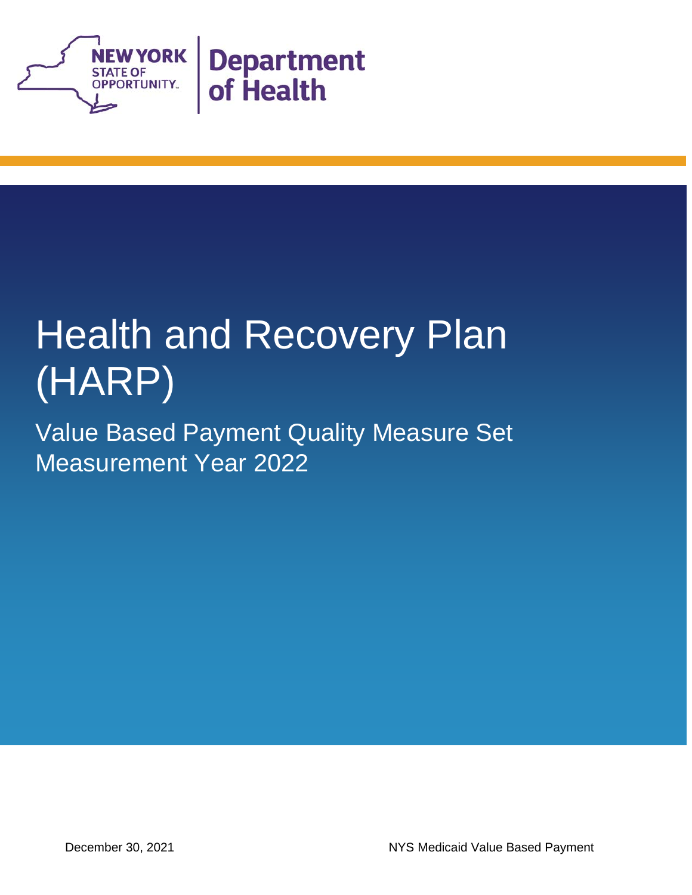NEW YORK STATE OF OPPORTUNITY. | Department of Health

# Health and Recovery Plan (HARP)

## Value Based Payment Quality Measure Set Measurement Year 2022

December 30, 2021

NYS Medicaid Value Based Payment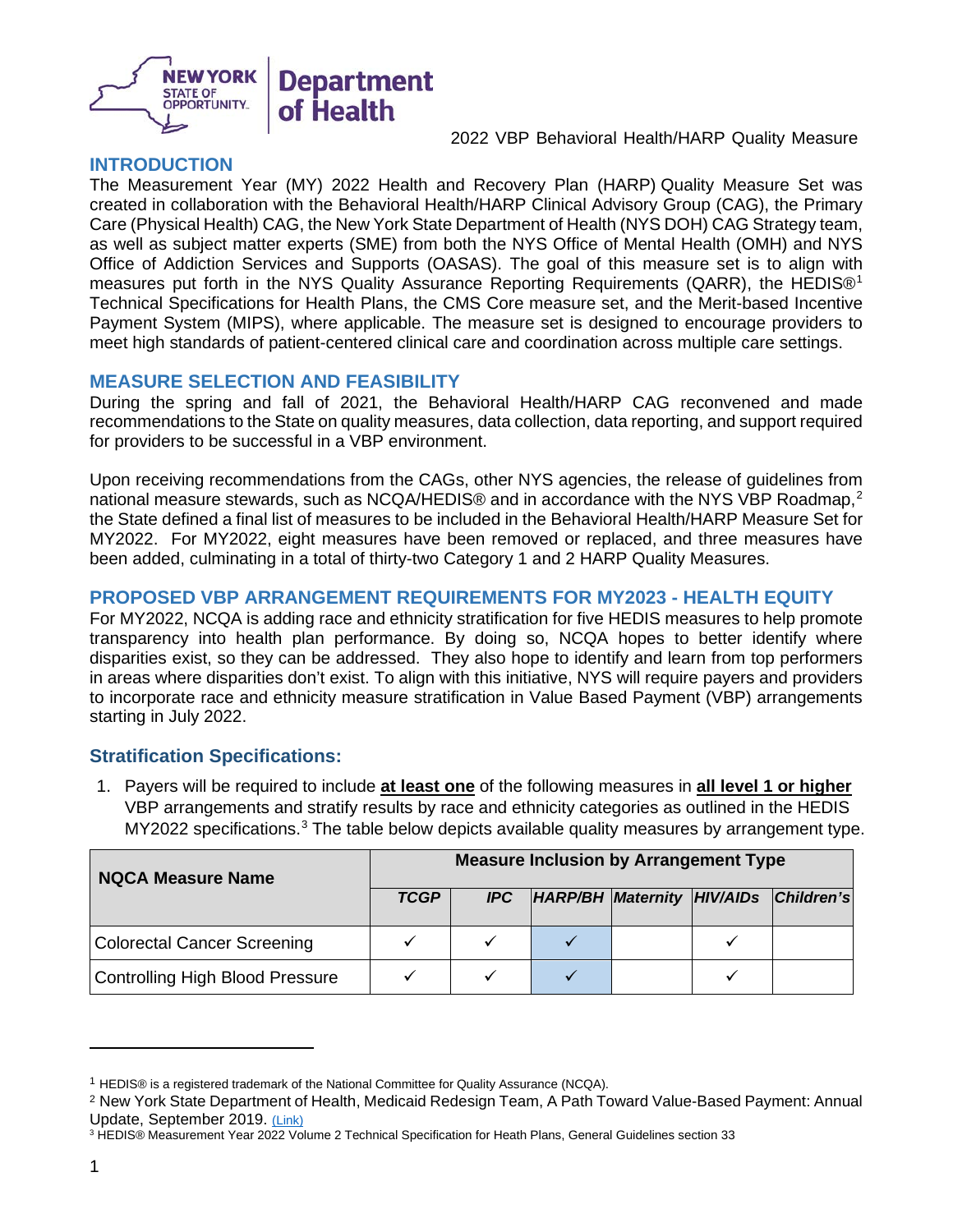2022 VBP Behavioral Health/HARP Quality Measure

## INTRODUCTION

The Measurement Year (MY) 2022 Health and Recovery Plan (HARP) Quality Measure Set was created in collaboration with the Behavioral Health/HARP Clinical Advisory Group (CAG), the Primary Care (Physical Health) CAG, the New York State Department of Health (NYS DOH) CAG Strategy team, as well as subject matter experts (SME) from both the NYS Office of Mental Health (OMH) and NYS Office of Addiction Services and Supports (OASAS). The goal of this measure set is to align with measures put forth in the NYS Quality Assurance Reporting Requirements (QARR), the HEDIS®[1] Technical Specifications for Health Plans, the CMS Core measure set, and the Merit-based Incentive Payment System (MIPS), where applicable. The measure set is designed to encourage providers to meet high standards of patient-centered clinical care and coordination across multiple care settings.

## MEASURE SELECTION AND FEASIBILITY

During the spring and fall of 2021, the Behavioral Health/HARP CAG reconvened and made recommendations to the State on quality measures, data collection, data reporting, and support required for providers to be successful in a VBP environment.

Upon receiving recommendations from the CAGs, other NYS agencies, the release of guidelines from national measure stewards, such as NCQA/HEDIS® and in accordance with the NYS VBP Roadmap,[2] the State defined a final list of measures to be included in the Behavioral Health/HARP Measure Set for MY2022. For MY2022, eight measures have been removed or replaced, and three measures have been added, culminating in a total of thirty-two Category 1 and 2 HARP Quality Measures.

## PROPOSED VBP ARRANGEMENT REQUIREMENTS FOR MY2023 - HEALTH EQUITY

For MY2022, NCQA is adding race and ethnicity stratification for five HEDIS measures to help promote transparency into health plan performance. By doing so, NCQA hopes to better identify where disparities exist, so they can be addressed. They also hope to identify and learn from top performers in areas where disparities don't exist. To align with this initiative, NYS will require payers and providers to incorporate race and ethnicity measure stratification in Value Based Payment (VBP) arrangements starting in July 2022.

### Stratification Specifications:

1. Payers will be required to include **at least one** of the following measures in **all level 1 or higher** VBP arrangements and stratify results by race and ethnicity categories as outlined in the HEDIS MY2022 specifications.[3] The table below depicts available quality measures by arrangement type.

| NQCA Measure Name | Measure Inclusion by Arrangement Type | | | | | |
|---|---|---|---|---|---|---|
| | *TCGP* | *IPC* | *HARP/BH* | *Maternity* | *HIV/AIDs* | *Children's* |
| Colorectal Cancer Screening | ✓ | ✓ | ✓ | | ✓ | |
| Controlling High Blood Pressure | ✓ | ✓ | ✓ | | ✓ | |

---

[1] HEDIS® is a registered trademark of the National Committee for Quality Assurance (NCQA).

[2] New York State Department of Health, Medicaid Redesign Team, A Path Toward Value-Based Payment: Annual Update, September 2019. (Link)

[3] HEDIS® Measurement Year 2022 Volume 2 Technical Specification for Heath Plans, General Guidelines section 33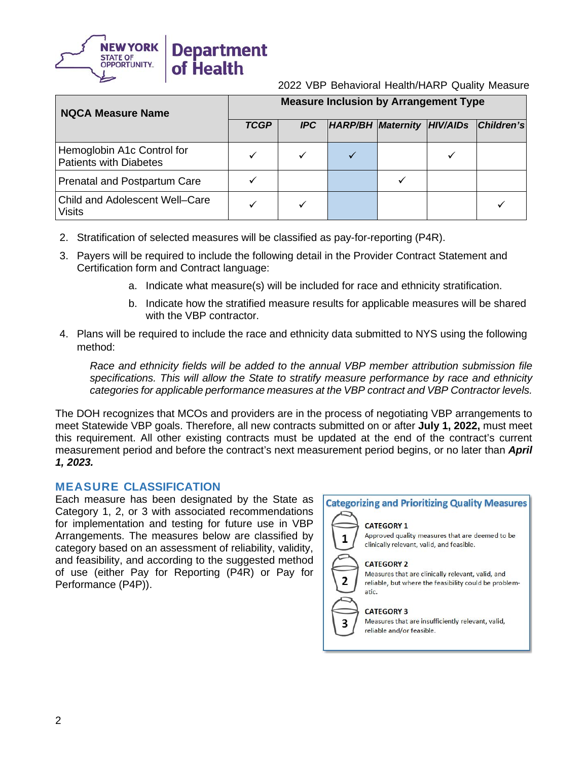| NQCA Measure Name | Measure Inclusion by Arrangement Type | | | | | |
|---|---|---|---|---|---|---|
| | ***TCGP*** | ***IPC*** | ***HARP/BH*** | ***Maternity*** | ***HIV/AIDs*** | ***Children's*** |
| Hemoglobin A1c Control for Patients with Diabetes | ✓ | ✓ | ✓ | | ✓ | |
| Prenatal and Postpartum Care | ✓ | | | ✓ | | |
| Child and Adolescent Well–Care Visits | ✓ | ✓ | | | | ✓ |

2. Stratification of selected measures will be classified as pay-for-reporting (P4R).
3. Payers will be required to include the following detail in the Provider Contract Statement and Certification form and Contract language:
    a. Indicate what measure(s) will be included for race and ethnicity stratification.
    b. Indicate how the stratified measure results for applicable measures will be shared with the VBP contractor.
4. Plans will be required to include the race and ethnicity data submitted to NYS using the following method:

    *Race and ethnicity fields will be added to the annual VBP member attribution submission file specifications. This will allow the State to stratify measure performance by race and ethnicity categories for applicable performance measures at the VBP contract and VBP Contractor levels.*

The DOH recognizes that MCOs and providers are in the process of negotiating VBP arrangements to meet Statewide VBP goals. Therefore, all new contracts submitted on or after **July 1, 2022,** must meet this requirement. All other existing contracts must be updated at the end of the contract's current measurement period and before the contract's next measurement period begins, or no later than ***April 1, 2023.***

## MEASURE CLASSIFICATION

Each measure has been designated by the State as Category 1, 2, or 3 with associated recommendations for implementation and testing for future use in VBP Arrangements. The measures below are classified by category based on an assessment of reliability, validity, and feasibility, and according to the suggested method of use (either Pay for Reporting (P4R) or Pay for Performance (P4P)).

**Categorizing and Prioritizing Quality Measures**

**CATEGORY 1**
Approved quality measures that are deemed to be clinically relevant, valid, and feasible.

**CATEGORY 2**
Measures that are clinically relevant, valid, and reliable, but where the feasibility could be problematic.

**CATEGORY 3**
Measures that are insufficiently relevant, valid, reliable and/or feasible.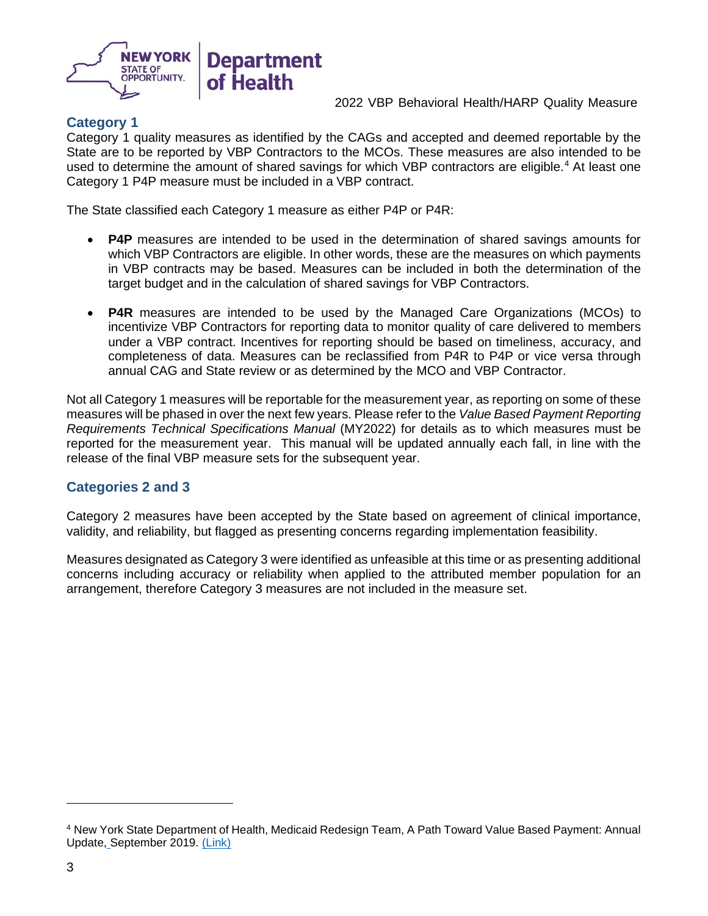## Category 1

Category 1 quality measures as identified by the CAGs and accepted and deemed reportable by the State are to be reported by VBP Contractors to the MCOs. These measures are also intended to be used to determine the amount of shared savings for which VBP contractors are eligible.[4] At least one Category 1 P4P measure must be included in a VBP contract.

The State classified each Category 1 measure as either P4P or P4R:

- **P4P** measures are intended to be used in the determination of shared savings amounts for which VBP Contractors are eligible. In other words, these are the measures on which payments in VBP contracts may be based. Measures can be included in both the determination of the target budget and in the calculation of shared savings for VBP Contractors.

- **P4R** measures are intended to be used by the Managed Care Organizations (MCOs) to incentivize VBP Contractors for reporting data to monitor quality of care delivered to members under a VBP contract. Incentives for reporting should be based on timeliness, accuracy, and completeness of data. Measures can be reclassified from P4R to P4P or vice versa through annual CAG and State review or as determined by the MCO and VBP Contractor.

Not all Category 1 measures will be reportable for the measurement year, as reporting on some of these measures will be phased in over the next few years. Please refer to the *Value Based Payment Reporting Requirements Technical Specifications Manual* (MY2022) for details as to which measures must be reported for the measurement year. This manual will be updated annually each fall, in line with the release of the final VBP measure sets for the subsequent year.

## Categories 2 and 3

Category 2 measures have been accepted by the State based on agreement of clinical importance, validity, and reliability, but flagged as presenting concerns regarding implementation feasibility.

Measures designated as Category 3 were identified as unfeasible at this time or as presenting additional concerns including accuracy or reliability when applied to the attributed member population for an arrangement, therefore Category 3 measures are not included in the measure set.

---

[4] New York State Department of Health, Medicaid Redesign Team, A Path Toward Value Based Payment: Annual Update, September 2019. (Link)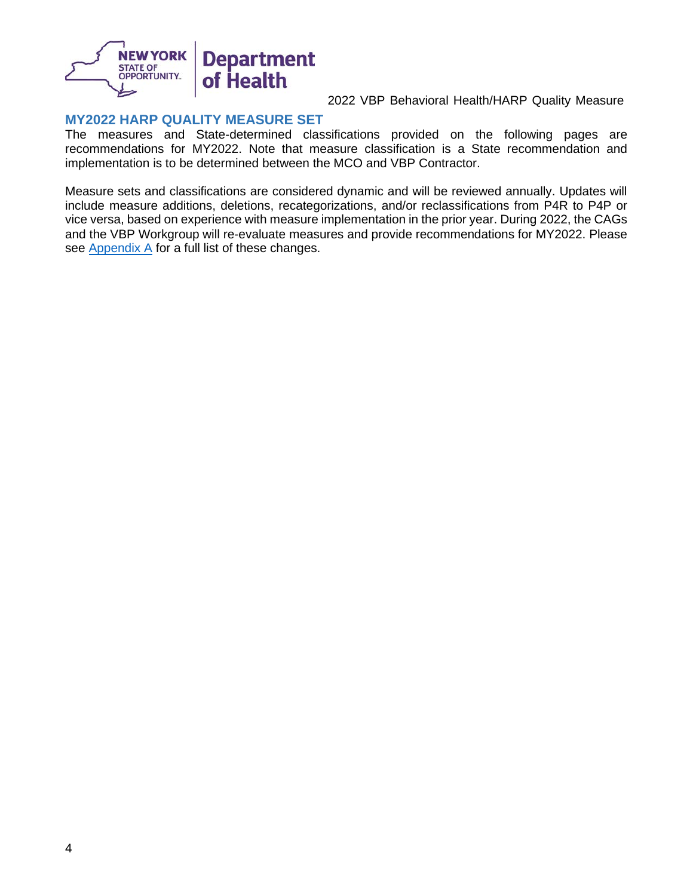## MY2022 HARP QUALITY MEASURE SET

The measures and State-determined classifications provided on the following pages are recommendations for MY2022. Note that measure classification is a State recommendation and implementation is to be determined between the MCO and VBP Contractor.

Measure sets and classifications are considered dynamic and will be reviewed annually. Updates will include measure additions, deletions, recategorizations, and/or reclassifications from P4R to P4P or vice versa, based on experience with measure implementation in the prior year. During 2022, the CAGs and the VBP Workgroup will re-evaluate measures and provide recommendations for MY2022. Please see Appendix A for a full list of these changes.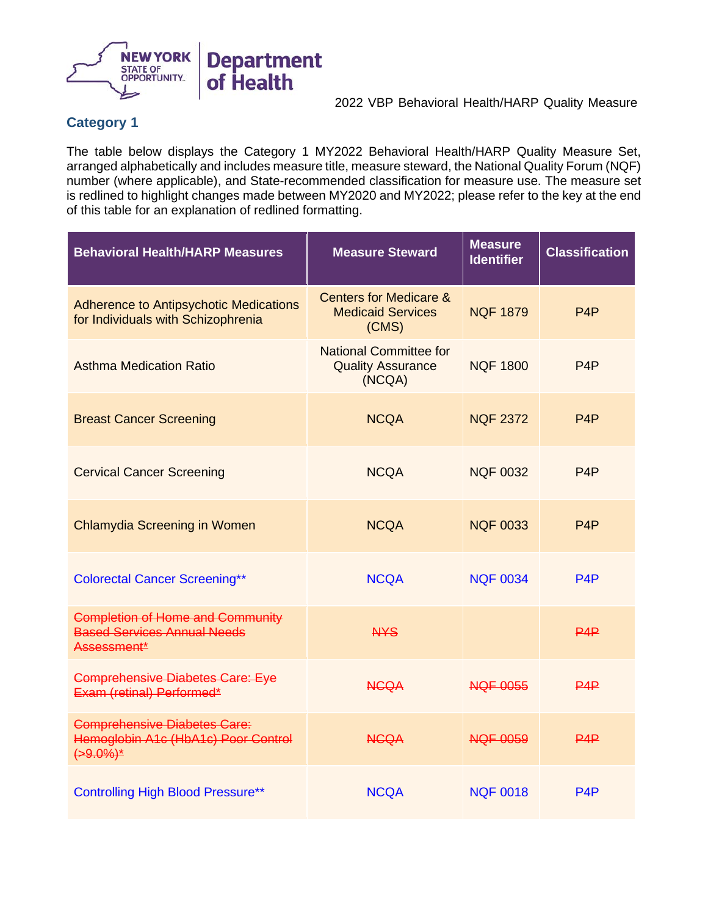2022 VBP Behavioral Health/HARP Quality Measure

## Category 1

The table below displays the Category 1 MY2022 Behavioral Health/HARP Quality Measure Set, arranged alphabetically and includes measure title, measure steward, the National Quality Forum (NQF) number (where applicable), and State-recommended classification for measure use. The measure set is redlined to highlight changes made between MY2020 and MY2022; please refer to the key at the end of this table for an explanation of redlined formatting.

| Behavioral Health/HARP Measures | Measure Steward | Measure Identifier | Classification |
|---|---|---|---|
| Adherence to Antipsychotic Medications for Individuals with Schizophrenia | Centers for Medicare & Medicaid Services (CMS) | NQF 1879 | P4P |
| Asthma Medication Ratio | National Committee for Quality Assurance (NCQA) | NQF 1800 | P4P |
| Breast Cancer Screening | NCQA | NQF 2372 | P4P |
| Cervical Cancer Screening | NCQA | NQF 0032 | P4P |
| Chlamydia Screening in Women | NCQA | NQF 0033 | P4P |
| Colorectal Cancer Screening** | NCQA | NQF 0034 | P4P |
| ~~Completion of Home and Community Based Services Annual Needs Assessment*~~ | ~~NYS~~ | | ~~P4P~~ |
| ~~Comprehensive Diabetes Care: Eye Exam (retinal) Performed*~~ | ~~NCQA~~ | ~~NQF 0055~~ | ~~P4P~~ |
| ~~Comprehensive Diabetes Care: Hemoglobin A1c (HbA1c) Poor Control (>9.0%)*~~ | ~~NCQA~~ | ~~NQF 0059~~ | ~~P4P~~ |
| Controlling High Blood Pressure** | NCQA | NQF 0018 | P4P |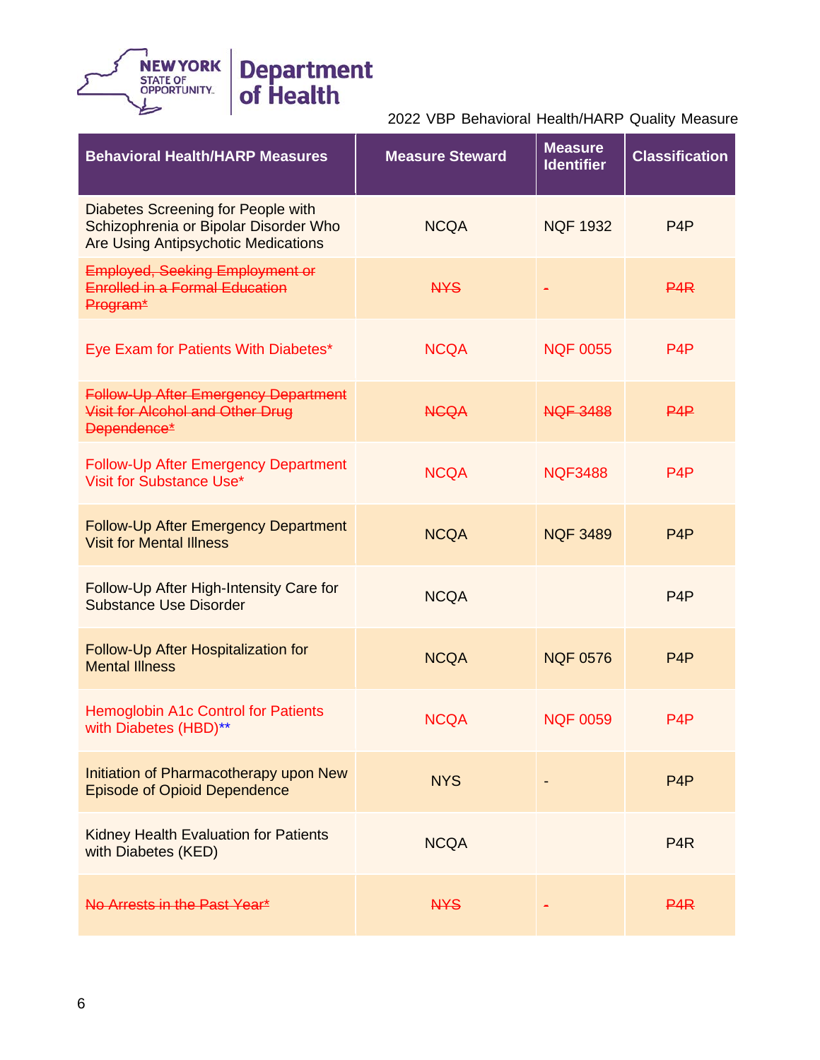2022 VBP Behavioral Health/HARP Quality Measure

| Behavioral Health/HARP Measures | Measure Steward | Measure Identifier | Classification |
|---|---|---|---|
| Diabetes Screening for People with Schizophrenia or Bipolar Disorder Who Are Using Antipsychotic Medications | NCQA | NQF 1932 | P4P |
| ~~Employed, Seeking Employment or Enrolled in a Formal Education Program*~~ | ~~NYS~~ | ~~-~~ | ~~P4R~~ |
| Eye Exam for Patients With Diabetes* | NCQA | NQF 0055 | P4P |
| ~~Follow-Up After Emergency Department Visit for Alcohol and Other Drug Dependence*~~ | ~~NCQA~~ | ~~NQF 3488~~ | ~~P4P~~ |
| Follow-Up After Emergency Department Visit for Substance Use* | NCQA | NQF3488 | P4P |
| Follow-Up After Emergency Department Visit for Mental Illness | NCQA | NQF 3489 | P4P |
| Follow-Up After High-Intensity Care for Substance Use Disorder | NCQA | | P4P |
| Follow-Up After Hospitalization for Mental Illness | NCQA | NQF 0576 | P4P |
| Hemoglobin A1c Control for Patients with Diabetes (HBD)** | NCQA | NQF 0059 | P4P |
| Initiation of Pharmacotherapy upon New Episode of Opioid Dependence | NYS | - | P4P |
| Kidney Health Evaluation for Patients with Diabetes (KED) | NCQA | | P4R |
| ~~No Arrests in the Past Year*~~ | ~~NYS~~ | ~~-~~ | ~~P4R~~ |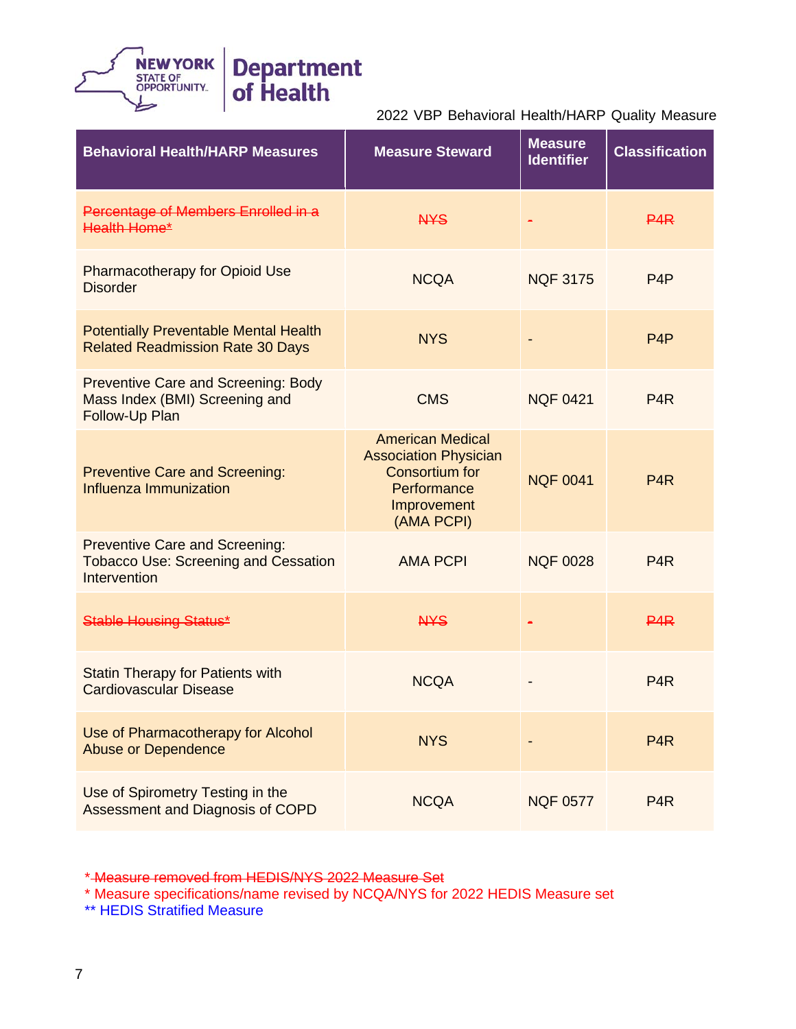2022 VBP Behavioral Health/HARP Quality Measure

| Behavioral Health/HARP Measures | Measure Steward | Measure Identifier | Classification |
|---|---|---|---|
| ~~Percentage of Members Enrolled in a Health Home*~~ | ~~NYS~~ | ~~-~~ | ~~P4R~~ |
| Pharmacotherapy for Opioid Use Disorder | NCQA | NQF 3175 | P4P |
| Potentially Preventable Mental Health Related Readmission Rate 30 Days | NYS | - | P4P |
| Preventive Care and Screening: Body Mass Index (BMI) Screening and Follow-Up Plan | CMS | NQF 0421 | P4R |
| Preventive Care and Screening: Influenza Immunization | American Medical Association Physician Consortium for Performance Improvement (AMA PCPI) | NQF 0041 | P4R |
| Preventive Care and Screening: Tobacco Use: Screening and Cessation Intervention | AMA PCPI | NQF 0028 | P4R |
| ~~Stable Housing Status*~~ | ~~NYS~~ | ~~-~~ | ~~P4R~~ |
| Statin Therapy for Patients with Cardiovascular Disease | NCQA | - | P4R |
| Use of Pharmacotherapy for Alcohol Abuse or Dependence | NYS | - | P4R |
| Use of Spirometry Testing in the Assessment and Diagnosis of COPD | NCQA | NQF 0577 | P4R |

~~* Measure removed from HEDIS/NYS 2022 Measure Set~~

\* Measure specifications/name revised by NCQA/NYS for 2022 HEDIS Measure set

** HEDIS Stratified Measure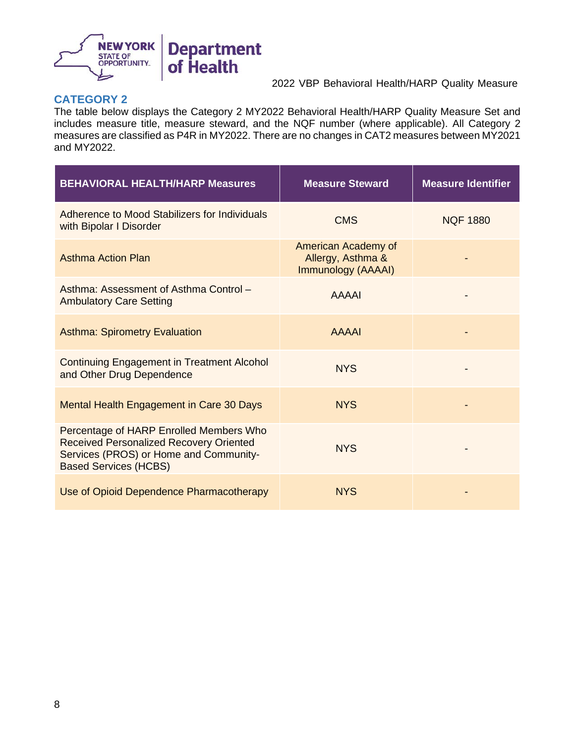## CATEGORY 2

The table below displays the Category 2 MY2022 Behavioral Health/HARP Quality Measure Set and includes measure title, measure steward, and the NQF number (where applicable). All Category 2 measures are classified as P4R in MY2022. There are no changes in CAT2 measures between MY2021 and MY2022.

| BEHAVIORAL HEALTH/HARP Measures | Measure Steward | Measure Identifier |
|---|---|---|
| Adherence to Mood Stabilizers for Individuals with Bipolar I Disorder | CMS | NQF 1880 |
| Asthma Action Plan | American Academy of Allergy, Asthma & Immunology (AAAAI) | - |
| Asthma: Assessment of Asthma Control – Ambulatory Care Setting | AAAAI | - |
| Asthma: Spirometry Evaluation | AAAAI | - |
| Continuing Engagement in Treatment Alcohol and Other Drug Dependence | NYS | - |
| Mental Health Engagement in Care 30 Days | NYS | - |
| Percentage of HARP Enrolled Members Who Received Personalized Recovery Oriented Services (PROS) or Home and Community-Based Services (HCBS) | NYS | - |
| Use of Opioid Dependence Pharmacotherapy | NYS | - |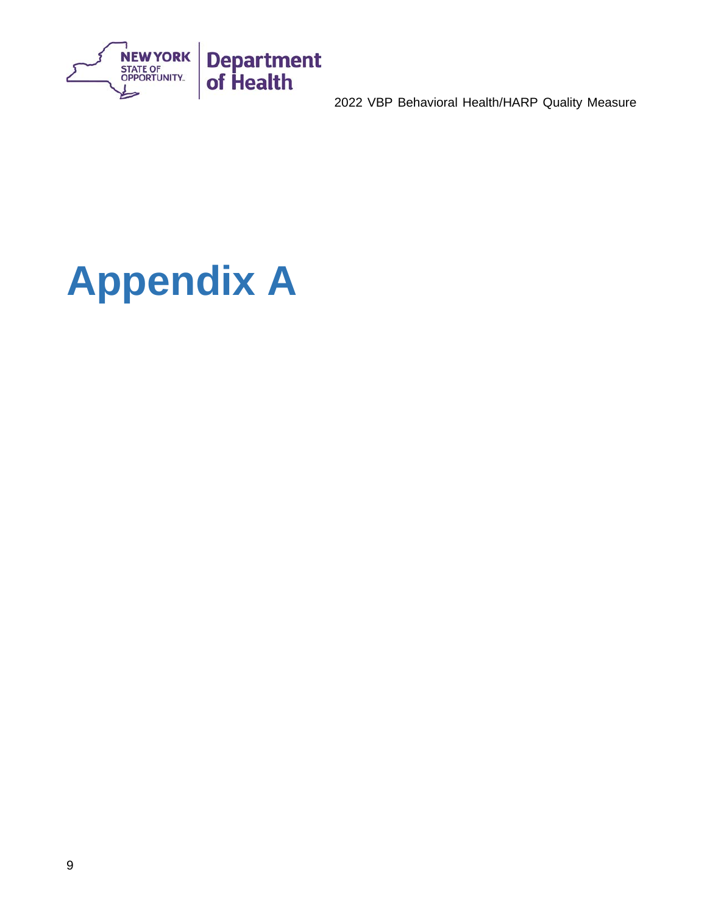# Appendix A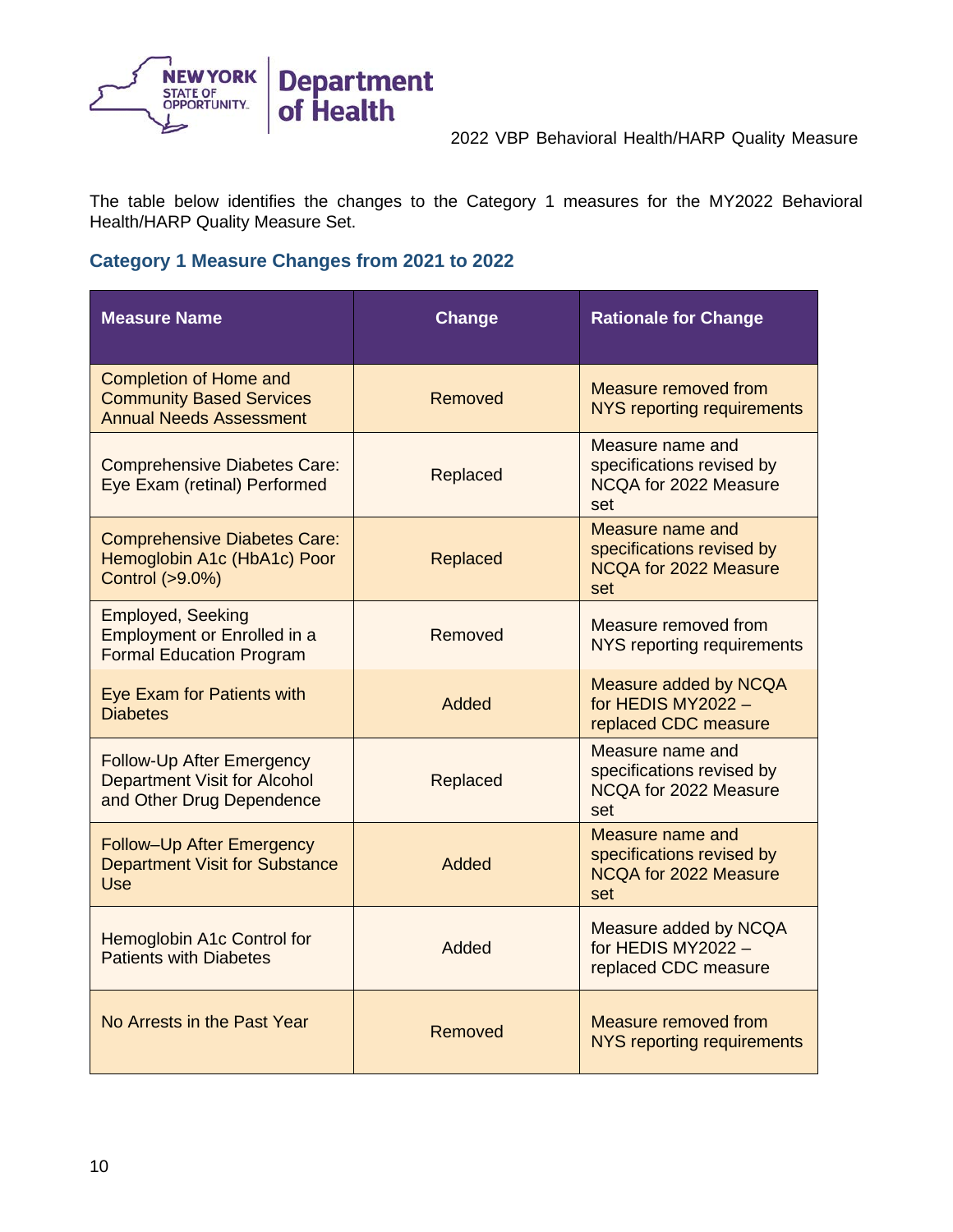The table below identifies the changes to the Category 1 measures for the MY2022 Behavioral Health/HARP Quality Measure Set.

### Category 1 Measure Changes from 2021 to 2022

| Measure Name | Change | Rationale for Change |
| --- | --- | --- |
| Completion of Home and Community Based Services Annual Needs Assessment | Removed | Measure removed from NYS reporting requirements |
| Comprehensive Diabetes Care: Eye Exam (retinal) Performed | Replaced | Measure name and specifications revised by NCQA for 2022 Measure set |
| Comprehensive Diabetes Care: Hemoglobin A1c (HbA1c) Poor Control (>9.0%) | Replaced | Measure name and specifications revised by NCQA for 2022 Measure set |
| Employed, Seeking Employment or Enrolled in a Formal Education Program | Removed | Measure removed from NYS reporting requirements |
| Eye Exam for Patients with Diabetes | Added | Measure added by NCQA for HEDIS MY2022 – replaced CDC measure |
| Follow-Up After Emergency Department Visit for Alcohol and Other Drug Dependence | Replaced | Measure name and specifications revised by NCQA for 2022 Measure set |
| Follow–Up After Emergency Department Visit for Substance Use | Added | Measure name and specifications revised by NCQA for 2022 Measure set |
| Hemoglobin A1c Control for Patients with Diabetes | Added | Measure added by NCQA for HEDIS MY2022 – replaced CDC measure |
| No Arrests in the Past Year | Removed | Measure removed from NYS reporting requirements |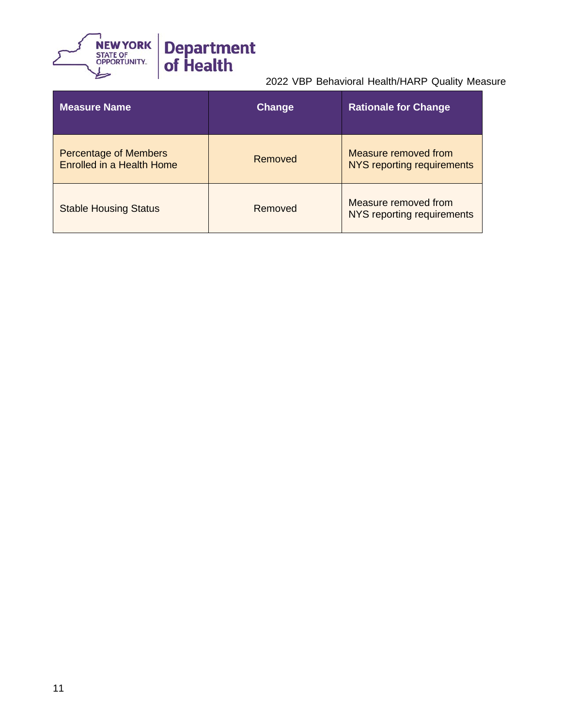| Measure Name | Change | Rationale for Change |
| --- | --- | --- |
| Percentage of Members Enrolled in a Health Home | Removed | Measure removed from NYS reporting requirements |
| Stable Housing Status | Removed | Measure removed from NYS reporting requirements |